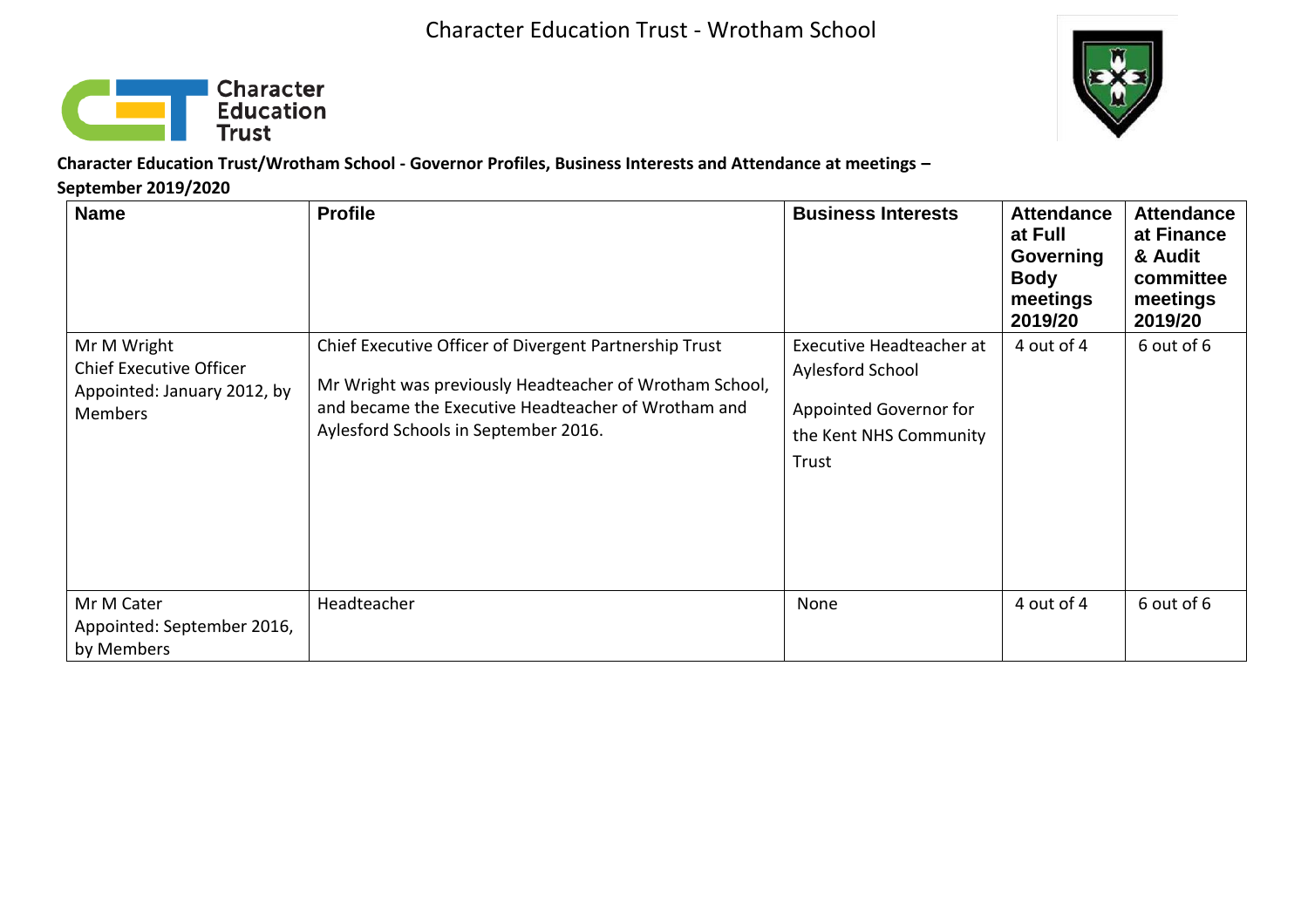# Character Education Trust - Wrotham School

**Character Education Trust/Wrotham School - Governor Profiles, Business Interests and Attendance at meetings – September 2019/2020**

| Name | Profile | Business Interests | Attendance at Full Governing Body meetings 2019/20 | Attendance at Finance & Audit committee meetings 2019/20 |
|---|---|---|---|---|
| Mr M Wright<br>Chief Executive Officer<br>Appointed: January 2012, by Members | Chief Executive Officer of Divergent Partnership Trust<br><br>Mr Wright was previously Headteacher of Wrotham School, and became the Executive Headteacher of Wrotham and Aylesford Schools in September 2016. | Executive Headteacher at Aylesford School<br><br>Appointed Governor for the Kent NHS Community Trust | 4 out of 4 | 6 out of 6 |
| Mr M Cater<br>Appointed: September 2016, by Members | Headteacher | None | 4 out of 4 | 6 out of 6 |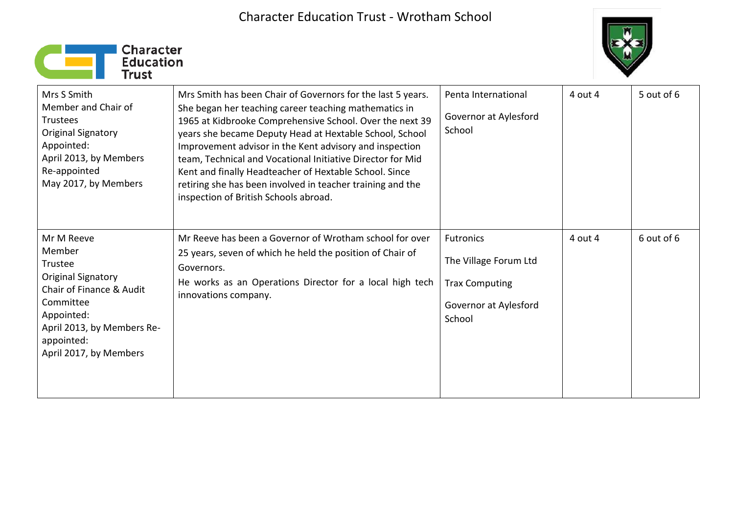Character Education Trust - Wrotham School

| | | | | |
|---|---|---|---|---|
| Mrs S Smith<br>Member and Chair of Trustees<br>Original Signatory<br>Appointed:<br>April 2013, by Members<br>Re-appointed<br>May 2017, by Members | Mrs Smith has been Chair of Governors for the last 5 years. She began her teaching career teaching mathematics in 1965 at Kidbrooke Comprehensive School. Over the next 39 years she became Deputy Head at Hextable School, School Improvement advisor in the Kent advisory and inspection team, Technical and Vocational Initiative Director for Mid Kent and finally Headteacher of Hextable School. Since retiring she has been involved in teacher training and the inspection of British Schools abroad. | Penta International<br><br>Governor at Aylesford School | 4 out 4 | 5 out of 6 |
| Mr M Reeve<br>Member<br>Trustee<br>Original Signatory<br>Chair of Finance & Audit Committee<br>Appointed:<br>April 2013, by Members Re-appointed:<br>April 2017, by Members | Mr Reeve has been a Governor of Wrotham school for over 25 years, seven of which he held the position of Chair of Governors.<br>He works as an Operations Director for a local high tech innovations company. | Futronics<br><br>The Village Forum Ltd<br><br>Trax Computing<br><br>Governor at Aylesford School | 4 out 4 | 6 out of 6 |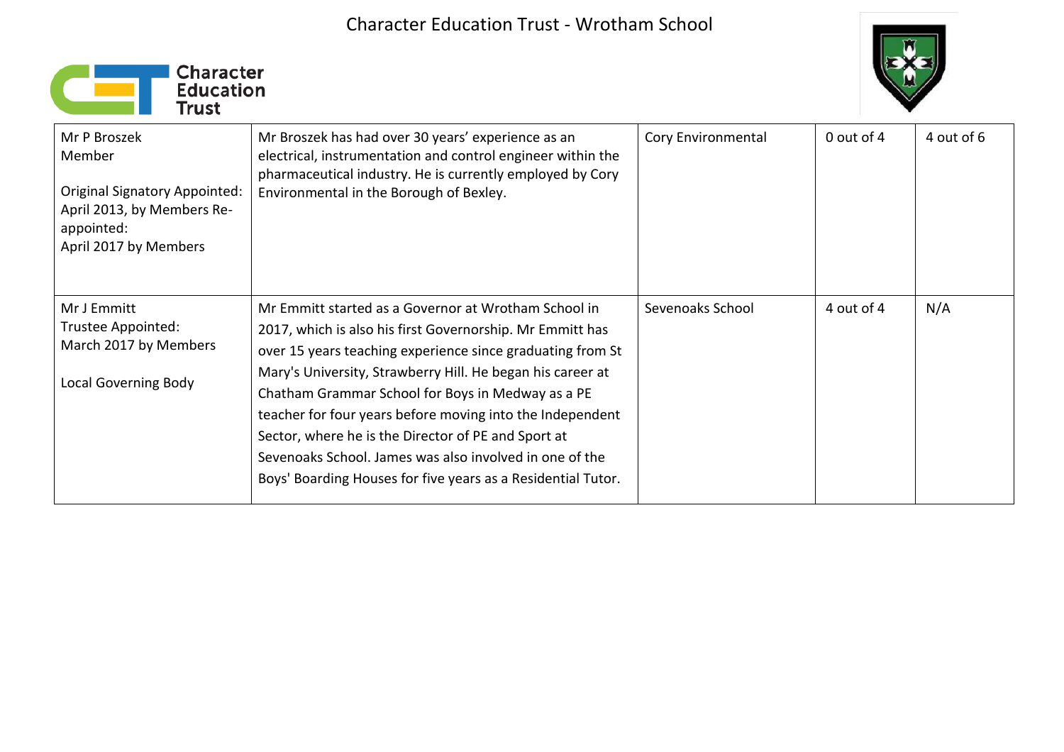# Character Education Trust - Wrotham School

| | | | | |
|---|---|---|---|---|
| Mr P Broszek<br>Member<br><br>Original Signatory Appointed: April 2013, by Members Re-appointed:<br>April 2017 by Members | Mr Broszek has had over 30 years' experience as an electrical, instrumentation and control engineer within the pharmaceutical industry. He is currently employed by Cory Environmental in the Borough of Bexley. | Cory Environmental | 0 out of 4 | 4 out of 6 |
| Mr J Emmitt<br>Trustee Appointed:<br>March 2017 by Members<br><br>Local Governing Body | Mr Emmitt started as a Governor at Wrotham School in 2017, which is also his first Governorship. Mr Emmitt has over 15 years teaching experience since graduating from St Mary's University, Strawberry Hill. He began his career at Chatham Grammar School for Boys in Medway as a PE teacher for four years before moving into the Independent Sector, where he is the Director of PE and Sport at Sevenoaks School. James was also involved in one of the Boys' Boarding Houses for five years as a Residential Tutor. | Sevenoaks School | 4 out of 4 | N/A |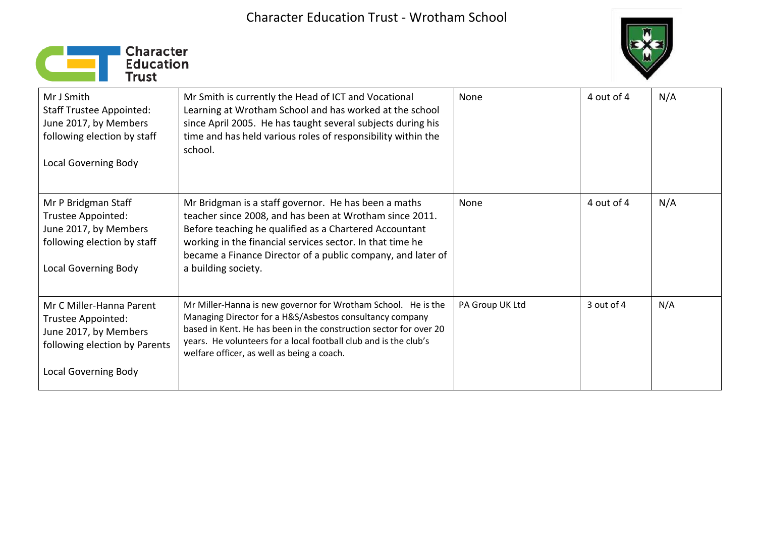# Character Education Trust - Wrotham School

| | | | | |
|---|---|---|---|---|
| Mr J Smith<br>Staff Trustee Appointed: June 2017, by Members following election by staff<br><br>Local Governing Body | Mr Smith is currently the Head of ICT and Vocational Learning at Wrotham School and has worked at the school since April 2005. He has taught several subjects during his time and has held various roles of responsibility within the school. | None | 4 out of 4 | N/A |
| Mr P Bridgman Staff Trustee Appointed: June 2017, by Members following election by staff<br><br>Local Governing Body | Mr Bridgman is a staff governor. He has been a maths teacher since 2008, and has been at Wrotham since 2011. Before teaching he qualified as a Chartered Accountant working in the financial services sector. In that time he became a Finance Director of a public company, and later of a building society. | None | 4 out of 4 | N/A |
| Mr C Miller-Hanna Parent Trustee Appointed: June 2017, by Members following election by Parents<br><br>Local Governing Body | Mr Miller-Hanna is new governor for Wrotham School. He is the Managing Director for a H&S/Asbestos consultancy company based in Kent. He has been in the construction sector for over 20 years. He volunteers for a local football club and is the club's welfare officer, as well as being a coach. | PA Group UK Ltd | 3 out of 4 | N/A |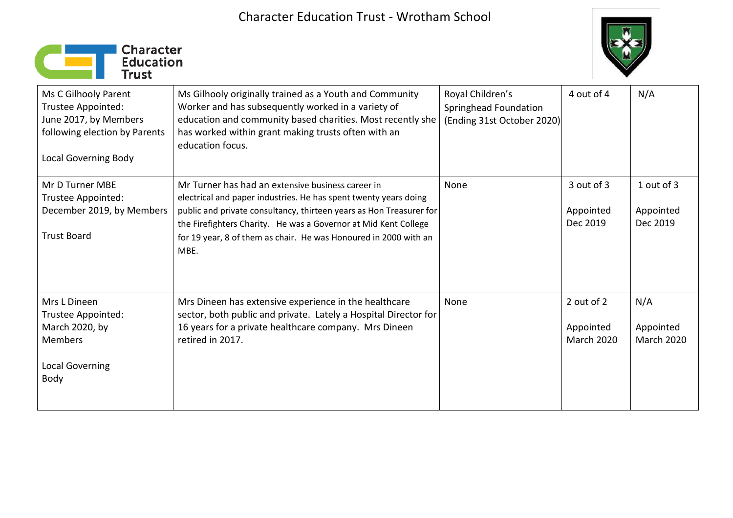# Character Education Trust - Wrotham School

| | | | | |
|---|---|---|---|---|
| Ms C Gilhooly Parent Trustee Appointed: June 2017, by Members following election by Parents<br><br>Local Governing Body | Ms Gilhooly originally trained as a Youth and Community Worker and has subsequently worked in a variety of education and community based charities. Most recently she has worked within grant making trusts often with an education focus. | Royal Children's Springhead Foundation (Ending 31st October 2020) | 4 out of 4 | N/A |
| Mr D Turner MBE Trustee Appointed: December 2019, by Members<br><br>Trust Board | Mr Turner has had an extensive business career in electrical and paper industries. He has spent twenty years doing public and private consultancy, thirteen years as Hon Treasurer for the Firefighters Charity. He was a Governor at Mid Kent College for 19 year, 8 of them as chair. He was Honoured in 2000 with an MBE. | None | 3 out of 3<br><br>Appointed Dec 2019 | 1 out of 3<br><br>Appointed Dec 2019 |
| Mrs L Dineen Trustee Appointed: March 2020, by Members<br><br>Local Governing Body | Mrs Dineen has extensive experience in the healthcare sector, both public and private. Lately a Hospital Director for 16 years for a private healthcare company. Mrs Dineen retired in 2017. | None | 2 out of 2<br><br>Appointed March 2020 | N/A<br><br>Appointed March 2020 |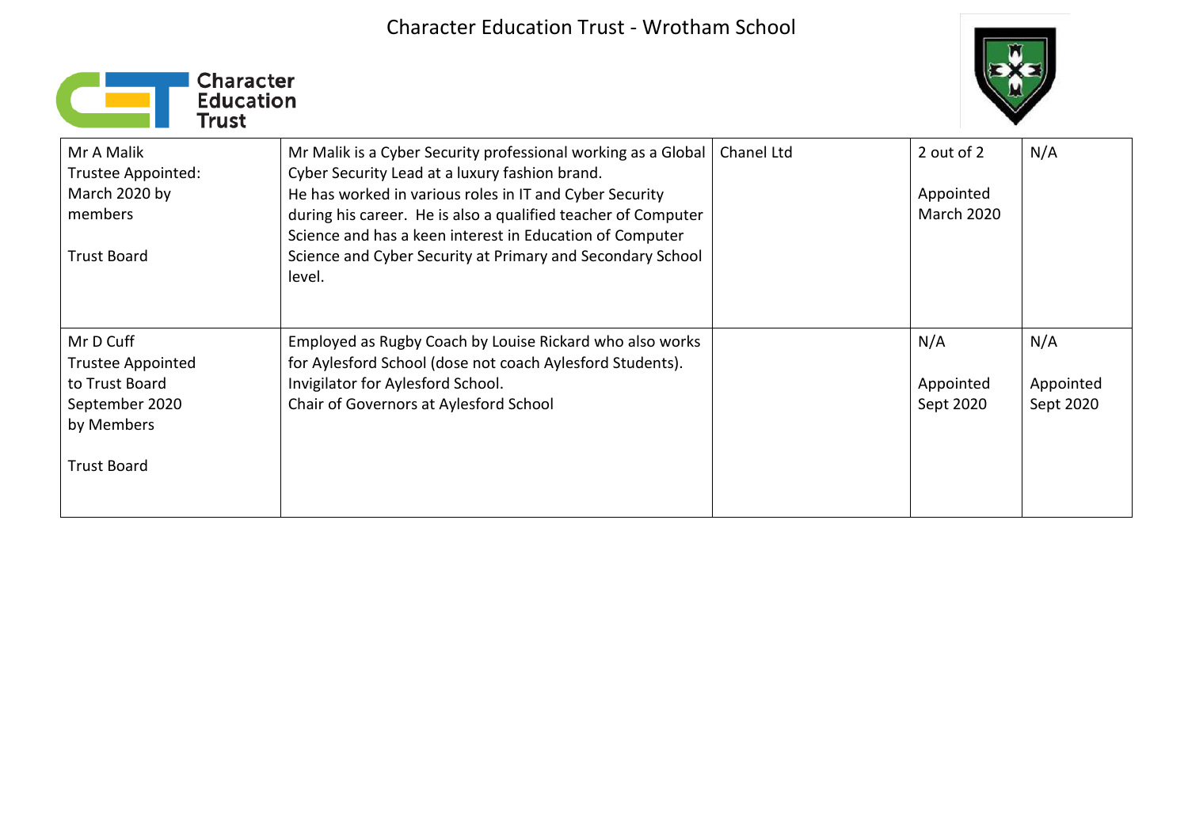Character Education Trust - Wrotham School

| | | | | |
|---|---|---|---|---|
| Mr A Malik<br>Trustee Appointed:<br>March 2020 by<br>members<br><br>Trust Board | Mr Malik is a Cyber Security professional working as a Global Cyber Security Lead at a luxury fashion brand.<br>He has worked in various roles in IT and Cyber Security during his career. He is also a qualified teacher of Computer Science and has a keen interest in Education of Computer Science and Cyber Security at Primary and Secondary School level. | Chanel Ltd | 2 out of 2<br><br>Appointed<br>March 2020 | N/A |
| Mr D Cuff<br>Trustee Appointed<br>to Trust Board<br>September 2020<br>by Members<br><br>Trust Board | Employed as Rugby Coach by Louise Rickard who also works for Aylesford School (dose not coach Aylesford Students).<br>Invigilator for Aylesford School.<br>Chair of Governors at Aylesford School | | N/A<br><br>Appointed<br>Sept 2020 | N/A<br><br>Appointed<br>Sept 2020 |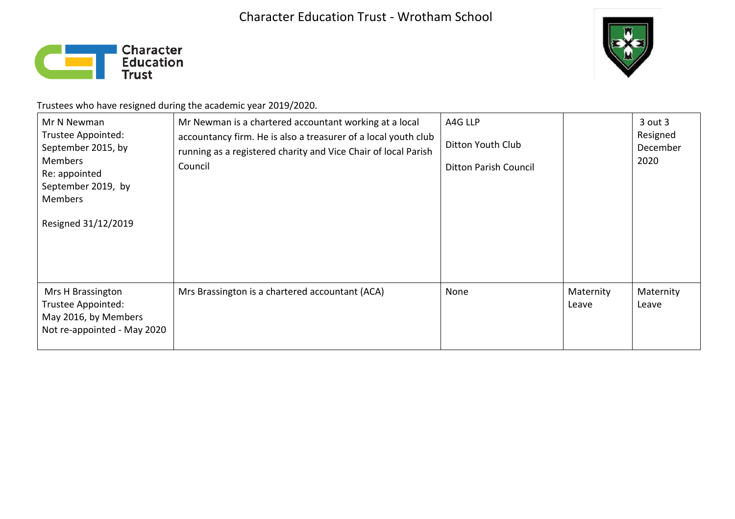Character Education Trust - Wrotham School

Trustees who have resigned during the academic year 2019/2020.

| | | | | |
|---|---|---|---|---|
| Mr N Newman<br>Trustee Appointed: September 2015, by Members<br>Re: appointed September 2019, by Members<br><br>Resigned 31/12/2019 | Mr Newman is a chartered accountant working at a local accountancy firm. He is also a treasurer of a local youth club running as a registered charity and Vice Chair of local Parish Council | A4G LLP<br><br>Ditton Youth Club<br><br>Ditton Parish Council | | 3 out 3<br>Resigned December 2020 |
| Mrs H Brassington<br>Trustee Appointed: May 2016, by Members<br>Not re-appointed - May 2020 | Mrs Brassington is a chartered accountant (ACA) | None | Maternity Leave | Maternity Leave |